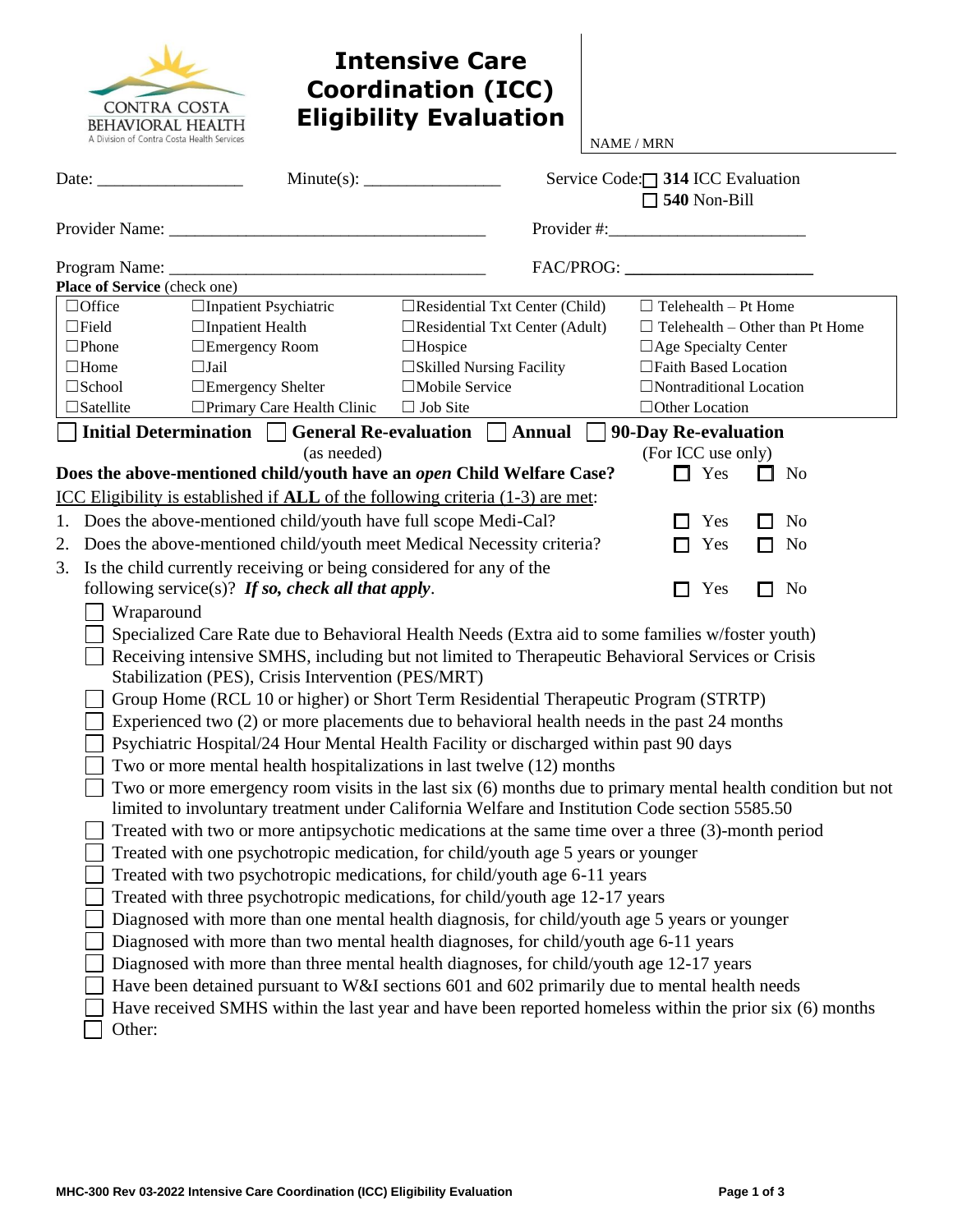CONTRA COSTA BEHAVIORAL HEALTH
A Division of Contra Costa Health Services

# Intensive Care Coordination (ICC) Eligibility Evaluation

NAME / MRN

Date: _________________ Minute(s): ________________ Service Code: ☐ **314** ICC Evaluation ☐ **540** Non-Bill

Provider Name: ____________________________________ Provider #: _______________________

Program Name: ____________________________________ FAC/PROG: ______________________

**Place of Service** (check one)

| | | | |
|---|---|---|---|
| ☐Office | ☐Inpatient Psychiatric | ☐Residential Txt Center (Child) | ☐ Telehealth – Pt Home |
| ☐Field | ☐Inpatient Health | ☐Residential Txt Center (Adult) | ☐ Telehealth – Other than Pt Home |
| ☐Phone | ☐Emergency Room | ☐Hospice | ☐Age Specialty Center |
| ☐Home | ☐Jail | ☐Skilled Nursing Facility | ☐Faith Based Location |
| ☐School | ☐Emergency Shelter | ☐Mobile Service | ☐Nontraditional Location |
| ☐Satellite | ☐Primary Care Health Clinic | ☐ Job Site | ☐Other Location |

☐ **Initial Determination** ☐ **General Re-evaluation** (as needed) ☐ **Annual** ☐ **90-Day Re-evaluation** (For ICC use only)

**Does the above-mentioned child/youth have an *open* Child Welfare Case?** ☐ Yes ☐ No

ICC Eligibility is established if **ALL** of the following criteria (1-3) are met:

1. Does the above-mentioned child/youth have full scope Medi-Cal? ☐ Yes ☐ No
2. Does the above-mentioned child/youth meet Medical Necessity criteria? ☐ Yes ☐ No
3. Is the child currently receiving or being considered for any of the following service(s)? ***If so, check all that apply*.** ☐ Yes ☐ No

   - ☐ Wraparound
   - ☐ Specialized Care Rate due to Behavioral Health Needs (Extra aid to some families w/foster youth)
   - ☐ Receiving intensive SMHS, including but not limited to Therapeutic Behavioral Services or Crisis Stabilization (PES), Crisis Intervention (PES/MRT)
   - ☐ Group Home (RCL 10 or higher) or Short Term Residential Therapeutic Program (STRTP)
   - ☐ Experienced two (2) or more placements due to behavioral health needs in the past 24 months
   - ☐ Psychiatric Hospital/24 Hour Mental Health Facility or discharged within past 90 days
   - ☐ Two or more mental health hospitalizations in last twelve (12) months
   - ☐ Two or more emergency room visits in the last six (6) months due to primary mental health condition but not limited to involuntary treatment under California Welfare and Institution Code section 5585.50
   - ☐ Treated with two or more antipsychotic medications at the same time over a three (3)-month period
   - ☐ Treated with one psychotropic medication, for child/youth age 5 years or younger
   - ☐ Treated with two psychotropic medications, for child/youth age 6-11 years
   - ☐ Treated with three psychotropic medications, for child/youth age 12-17 years
   - ☐ Diagnosed with more than one mental health diagnosis, for child/youth age 5 years or younger
   - ☐ Diagnosed with more than two mental health diagnoses, for child/youth age 6-11 years
   - ☐ Diagnosed with more than three mental health diagnoses, for child/youth age 12-17 years
   - ☐ Have been detained pursuant to W&I sections 601 and 602 primarily due to mental health needs
   - ☐ Have received SMHS within the last year and have been reported homeless within the prior six (6) months
   - ☐ Other:

MHC-300 Rev 03-2022 Intensive Care Coordination (ICC) Eligibility Evaluation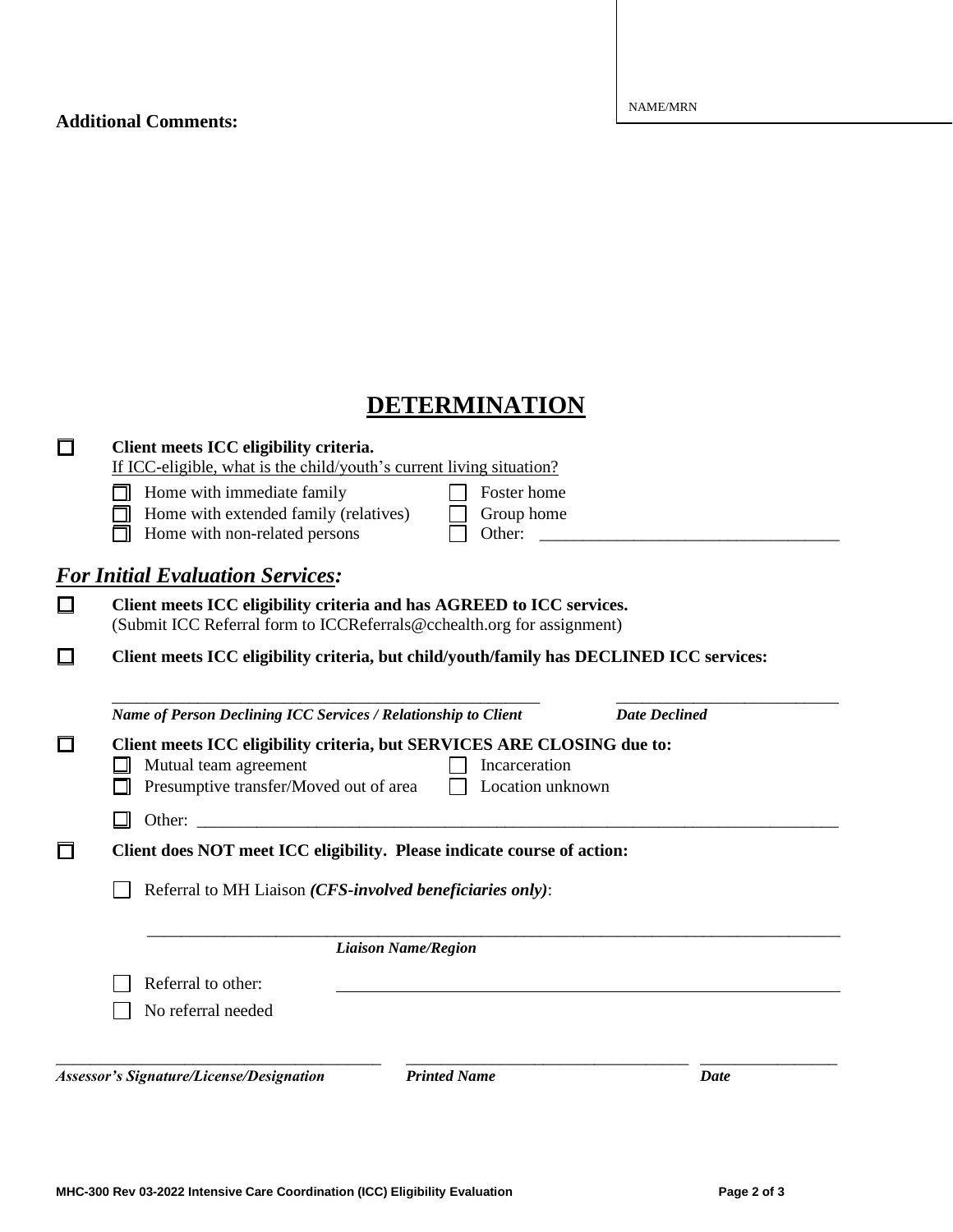NAME/MRN

**Additional Comments:**

# DETERMINATION

☐ **Client meets ICC eligibility criteria.**
If ICC-eligible, what is the child/youth's current living situation?

☐ Home with immediate family ☐ Foster home
☐ Home with extended family (relatives) ☐ Group home
☐ Home with non-related persons ☐ Other: ___________________________________

## *For Initial Evaluation Services:*

☐ **Client meets ICC eligibility criteria and has AGREED to ICC services.**
(Submit ICC Referral form to ICCReferrals@cchealth.org for assignment)

☐ **Client meets ICC eligibility criteria, but child/youth/family has DECLINED ICC services:**

_____________________________________________________ ___________________________
***Name of Person Declining ICC Services / Relationship to Client*** ***Date Declined***

☐ **Client meets ICC eligibility criteria, but SERVICES ARE CLOSING due to:**
☐ Mutual team agreement ☐ Incarceration
☐ Presumptive transfer/Moved out of area ☐ Location unknown
☐ Other: ____________________________________________________________________________

☐ **Client does NOT meet ICC eligibility. Please indicate course of action:**

☐ Referral to MH Liaison ***(CFS-involved beneficiaries only)***:

_____________________________________________________________________________________
***Liaison Name/Region***

☐ Referral to other: ______________________________________________________________
☐ No referral needed

________________________________________ ___________________________________ _________________
***Assessor's Signature/License/Designation*** ***Printed Name*** ***Date***

**MHC-300 Rev 03-2022 Intensive Care Coordination (ICC) Eligibility Evaluation**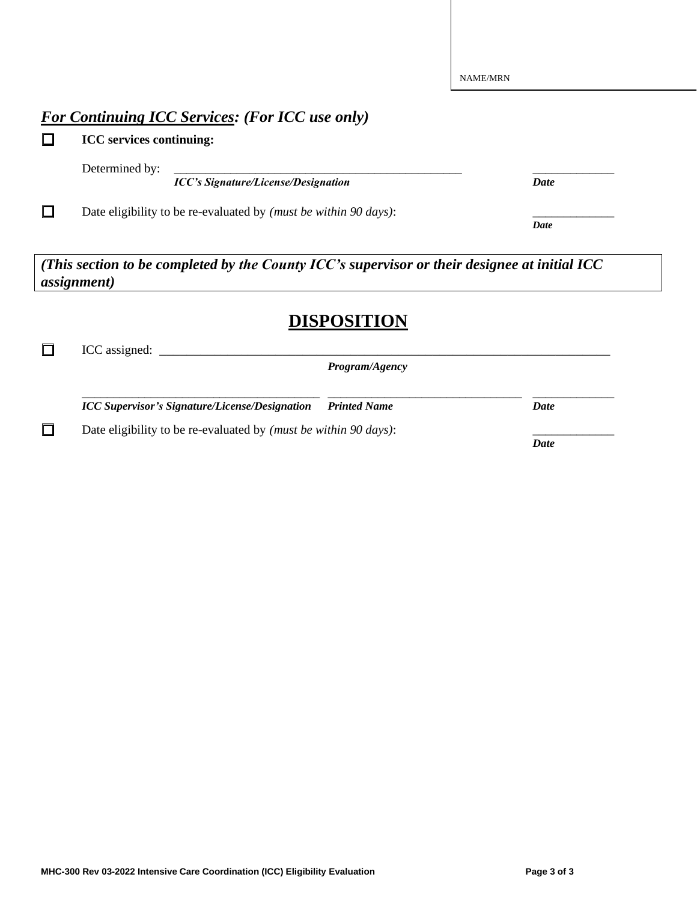NAME/MRN

***For Continuing ICC Services*: (For ICC use only)**

☐ **ICC services continuing:**

Determined by: _______________________________________________ _____________

***ICC's Signature/License/Designation*** ***Date***

☐ Date eligibility to be re-evaluated by *(must be within 90 days)*: _____________

***Date***

***(This section to be completed by the County ICC's supervisor or their designee at initial ICC assignment)***

# DISPOSITION

☐ ICC assigned: _________________________________________________________________________

***Program/Agency***

_______________________________________ ________________________________ _____________

***ICC Supervisor's Signature/License/Designation*** ***Printed Name*** ***Date***

☐ Date eligibility to be re-evaluated by *(must be within 90 days)*: _____________

***Date***

**MHC-300 Rev 03-2022 Intensive Care Coordination (ICC) Eligibility Evaluation**